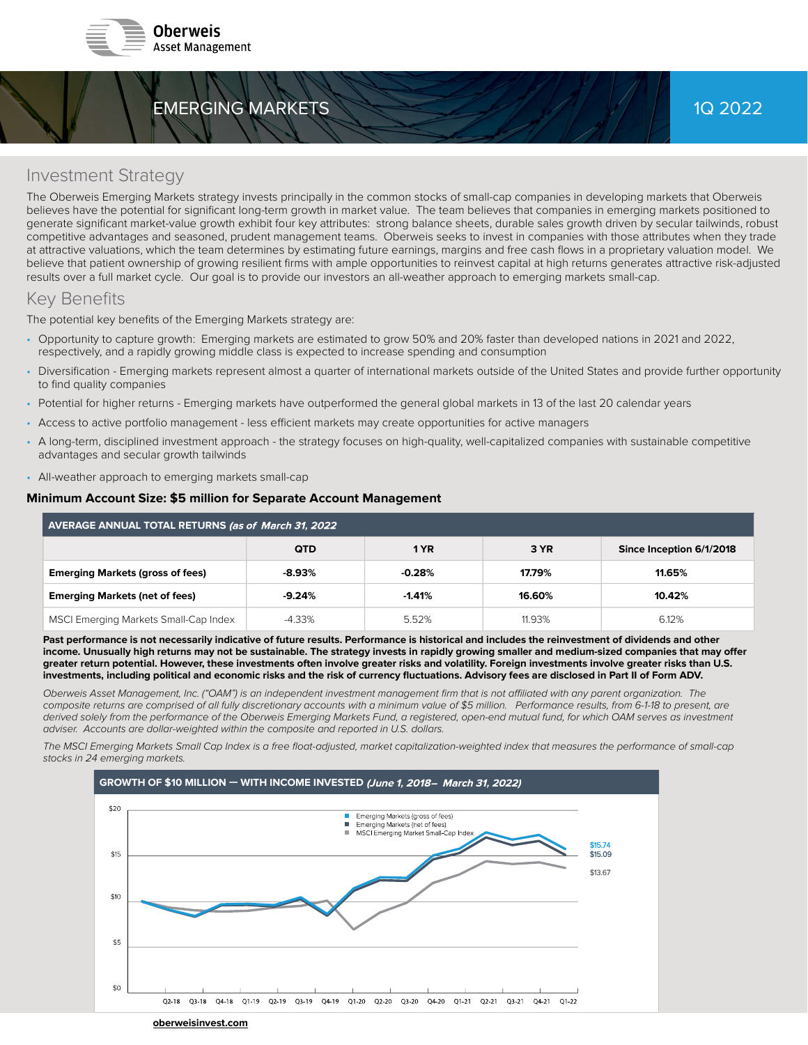Oberweis Asset Management

# EMERGING MARKETS

1Q 2022

## Investment Strategy

The Oberweis Emerging Markets strategy invests principally in the common stocks of small-cap companies in developing markets that Oberweis believes have the potential for significant long-term growth in market value. The team believes that companies in emerging markets positioned to generate significant market-value growth exhibit four key attributes: strong balance sheets, durable sales growth driven by secular tailwinds, robust competitive advantages and seasoned, prudent management teams. Oberweis seeks to invest in companies with those attributes when they trade at attractive valuations, which the team determines by estimating future earnings, margins and free cash flows in a proprietary valuation model. We believe that patient ownership of growing resilient firms with ample opportunities to reinvest capital at high returns generates attractive risk-adjusted results over a full market cycle. Our goal is to provide our investors an all-weather approach to emerging markets small-cap.

## Key Benefits

The potential key benefits of the Emerging Markets strategy are:

- Opportunity to capture growth: Emerging markets are estimated to grow 50% and 20% faster than developed nations in 2021 and 2022, respectively, and a rapidly growing middle class is expected to increase spending and consumption
- Diversification - Emerging markets represent almost a quarter of international markets outside of the United States and provide further opportunity to find quality companies
- Potential for higher returns - Emerging markets have outperformed the general global markets in 13 of the last 20 calendar years
- Access to active portfolio management - less efficient markets may create opportunities for active managers
- A long-term, disciplined investment approach - the strategy focuses on high-quality, well-capitalized companies with sustainable competitive advantages and secular growth tailwinds
- All-weather approach to emerging markets small-cap

**Minimum Account Size: $5 million for Separate Account Management**

**AVERAGE ANNUAL TOTAL RETURNS** *(as of March 31, 2022)*

| | QTD | 1 YR | 3 YR | Since Inception 6/1/2018 |
|---|---|---|---|---|
| **Emerging Markets (gross of fees)** | **-8.93%** | **-0.28%** | **17.79%** | **11.65%** |
| **Emerging Markets (net of fees)** | **-9.24%** | **-1.41%** | **16.60%** | **10.42%** |
| MSCI Emerging Markets Small-Cap Index | -4.33% | 5.52% | 11.93% | 6.12% |

**Past performance is not necessarily indicative of future results. Performance is historical and includes the reinvestment of dividends and other income. Unusually high returns may not be sustainable. The strategy invests in rapidly growing smaller and medium-sized companies that may offer greater return potential. However, these investments often involve greater risks and volatility. Foreign investments involve greater risks than U.S. investments, including political and economic risks and the risk of currency fluctuations. Advisory fees are disclosed in Part II of Form ADV.**

*Oberweis Asset Management, Inc. ("OAM") is an independent investment management firm that is not affiliated with any parent organization. The composite returns are comprised of all fully discretionary accounts with a minimum value of $5 million. Performance results, from 6-1-18 to present, are derived solely from the performance of the Oberweis Emerging Markets Fund, a registered, open-end mutual fund, for which OAM serves as investment adviser. Accounts are dollar-weighted within the composite and reported in U.S. dollars.*

*The MSCI Emerging Markets Small Cap Index is a free float-adjusted, market capitalization-weighted index that measures the performance of small-cap stocks in 24 emerging markets.*

**GROWTH OF $10 MILLION — WITH INCOME INVESTED** *(June 1, 2018– March 31, 2022)*

Emerging Markets (gross of fees)
Emerging Markets (net of fees)
MSCI Emerging Market Small-Cap Index

$20
$15
$10
$5
$0

Q2-18 Q3-18 Q4-18 Q1-19 Q2-19 Q3-19 Q4-19 Q1-20 Q2-20 Q3-20 Q4-20 Q1-21 Q2-21 Q3-21 Q4-21 Q1-22

$15.74
$15.09
$13.67

oberweisinvest.com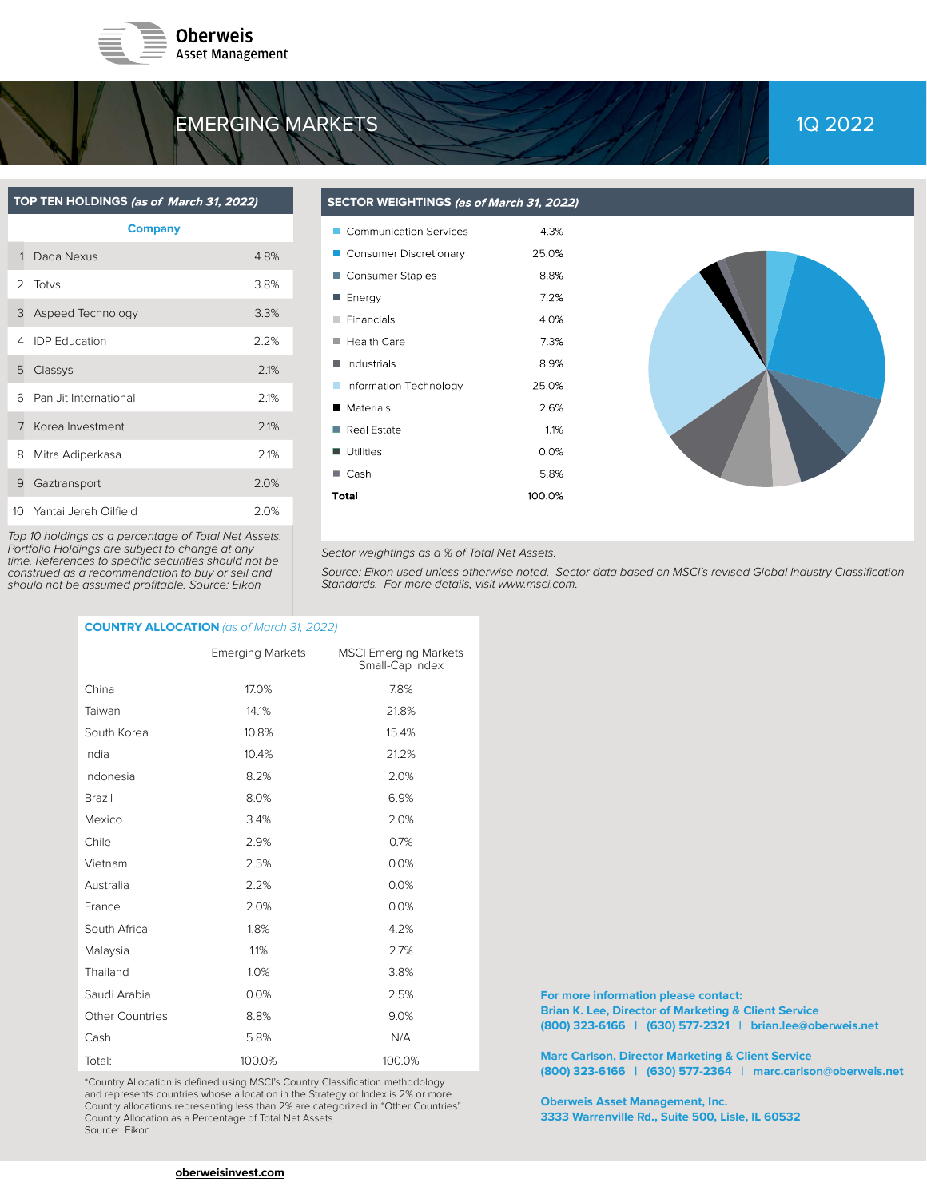# EMERGING MARKETS

1Q 2022

## TOP TEN HOLDINGS *(as of March 31, 2022)*

| | Company | |
|---|---|---|
| 1 | Dada Nexus | 4.8% |
| 2 | Totvs | 3.8% |
| 3 | Aspeed Technology | 3.3% |
| 4 | IDP Education | 2.2% |
| 5 | Classys | 2.1% |
| 6 | Pan Jit International | 2.1% |
| 7 | Korea Investment | 2.1% |
| 8 | Mitra Adiperkasa | 2.1% |
| 9 | Gaztransport | 2.0% |
| 10 | Yantai Jereh Oilfield | 2.0% |

*Top 10 holdings as a percentage of Total Net Assets. Portfolio Holdings are subject to change at any time. References to specific securities should not be construed as a recommendation to buy or sell and should not be assumed profitable. Source: Eikon*

## SECTOR WEIGHTINGS *(as of March 31, 2022)*

| | |
|---|---|
| Communication Services | 4.3% |
| Consumer Discretionary | 25.0% |
| Consumer Staples | 8.8% |
| Energy | 7.2% |
| Financials | 4.0% |
| Health Care | 7.3% |
| Industrials | 8.9% |
| Information Technology | 25.0% |
| Materials | 2.6% |
| Real Estate | 1.1% |
| Utilities | 0.0% |
| Cash | 5.8% |
| **Total** | 100.0% |

*Sector weightings as a % of Total Net Assets.*

*Source: Eikon used unless otherwise noted. Sector data based on MSCI's revised Global Industry Classification Standards. For more details, visit www.msci.com.*

## COUNTRY ALLOCATION *(as of March 31, 2022)*

| | Emerging Markets | MSCI Emerging Markets Small-Cap Index |
|---|---|---|
| China | 17.0% | 7.8% |
| Taiwan | 14.1% | 21.8% |
| South Korea | 10.8% | 15.4% |
| India | 10.4% | 21.2% |
| Indonesia | 8.2% | 2.0% |
| Brazil | 8.0% | 6.9% |
| Mexico | 3.4% | 2.0% |
| Chile | 2.9% | 0.7% |
| Vietnam | 2.5% | 0.0% |
| Australia | 2.2% | 0.0% |
| France | 2.0% | 0.0% |
| South Africa | 1.8% | 4.2% |
| Malaysia | 1.1% | 2.7% |
| Thailand | 1.0% | 3.8% |
| Saudi Arabia | 0.0% | 2.5% |
| Other Countries | 8.8% | 9.0% |
| Cash | 5.8% | N/A |
| Total: | 100.0% | 100.0% |

*Country Allocation is defined using MSCI's Country Classification methodology and represents countries whose allocation in the Strategy or Index is 2% or more. Country allocations representing less than 2% are categorized in "Other Countries". Country Allocation as a Percentage of Total Net Assets.
Source: Eikon

**For more information please contact:**
**Brian K. Lee, Director of Marketing & Client Service**
**(800) 323-6166 | (630) 577-2321 | brian.lee@oberweis.net**

**Marc Carlson, Director Marketing & Client Service**
**(800) 323-6166 | (630) 577-2364 | marc.carlson@oberweis.net**

**Oberweis Asset Management, Inc.**
**3333 Warrenville Rd., Suite 500, Lisle, IL 60532**

oberweisinvest.com